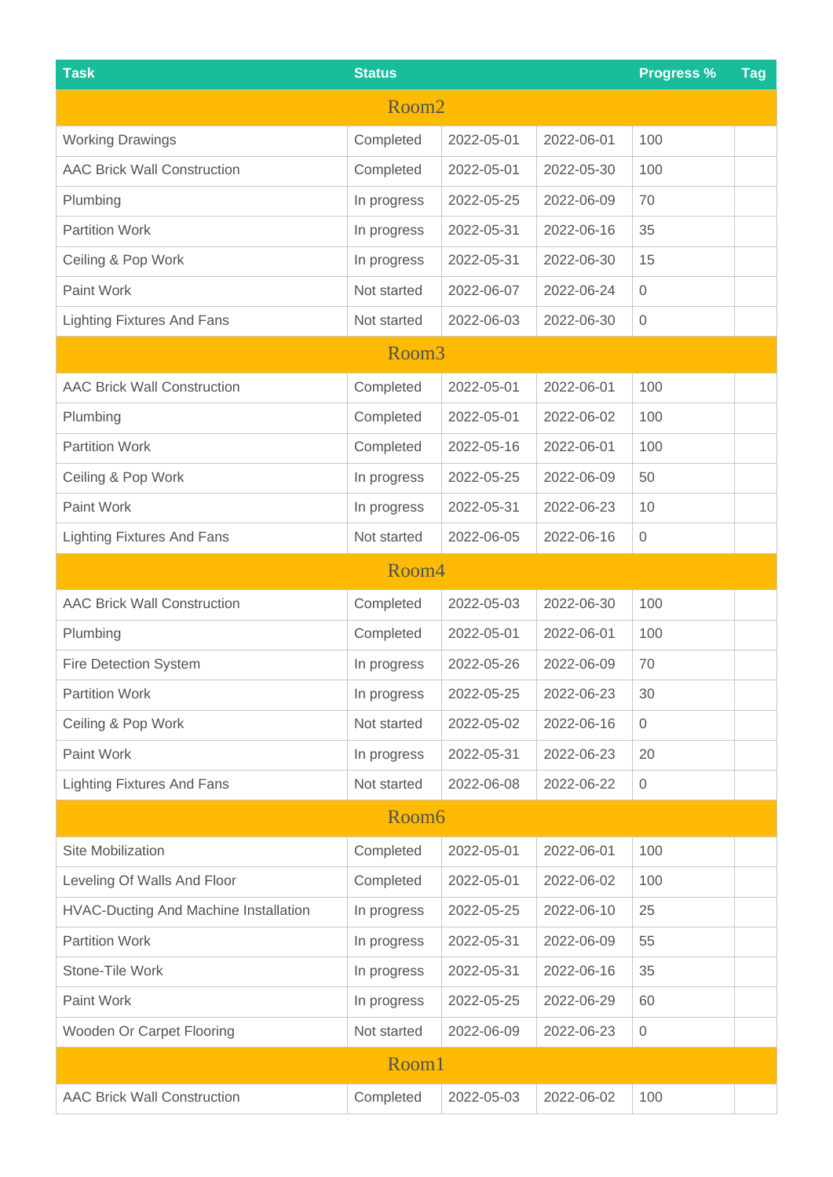| Task | Status | | | Progress % | Tag |
|---|---|---|---|---|---|
| **Room2** | | | | | |
| Working Drawings | Completed | 2022-05-01 | 2022-06-01 | 100 | |
| AAC Brick Wall Construction | Completed | 2022-05-01 | 2022-05-30 | 100 | |
| Plumbing | In progress | 2022-05-25 | 2022-06-09 | 70 | |
| Partition Work | In progress | 2022-05-31 | 2022-06-16 | 35 | |
| Ceiling & Pop Work | In progress | 2022-05-31 | 2022-06-30 | 15 | |
| Paint Work | Not started | 2022-06-07 | 2022-06-24 | 0 | |
| Lighting Fixtures And Fans | Not started | 2022-06-03 | 2022-06-30 | 0 | |
| **Room3** | | | | | |
| AAC Brick Wall Construction | Completed | 2022-05-01 | 2022-06-01 | 100 | |
| Plumbing | Completed | 2022-05-01 | 2022-06-02 | 100 | |
| Partition Work | Completed | 2022-05-16 | 2022-06-01 | 100 | |
| Ceiling & Pop Work | In progress | 2022-05-25 | 2022-06-09 | 50 | |
| Paint Work | In progress | 2022-05-31 | 2022-06-23 | 10 | |
| Lighting Fixtures And Fans | Not started | 2022-06-05 | 2022-06-16 | 0 | |
| **Room4** | | | | | |
| AAC Brick Wall Construction | Completed | 2022-05-03 | 2022-06-30 | 100 | |
| Plumbing | Completed | 2022-05-01 | 2022-06-01 | 100 | |
| Fire Detection System | In progress | 2022-05-26 | 2022-06-09 | 70 | |
| Partition Work | In progress | 2022-05-25 | 2022-06-23 | 30 | |
| Ceiling & Pop Work | Not started | 2022-05-02 | 2022-06-16 | 0 | |
| Paint Work | In progress | 2022-05-31 | 2022-06-23 | 20 | |
| Lighting Fixtures And Fans | Not started | 2022-06-08 | 2022-06-22 | 0 | |
| **Room6** | | | | | |
| Site Mobilization | Completed | 2022-05-01 | 2022-06-01 | 100 | |
| Leveling Of Walls And Floor | Completed | 2022-05-01 | 2022-06-02 | 100 | |
| HVAC-Ducting And Machine Installation | In progress | 2022-05-25 | 2022-06-10 | 25 | |
| Partition Work | In progress | 2022-05-31 | 2022-06-09 | 55 | |
| Stone-Tile Work | In progress | 2022-05-31 | 2022-06-16 | 35 | |
| Paint Work | In progress | 2022-05-25 | 2022-06-29 | 60 | |
| Wooden Or Carpet Flooring | Not started | 2022-06-09 | 2022-06-23 | 0 | |
| **Room1** | | | | | |
| AAC Brick Wall Construction | Completed | 2022-05-03 | 2022-06-02 | 100 | |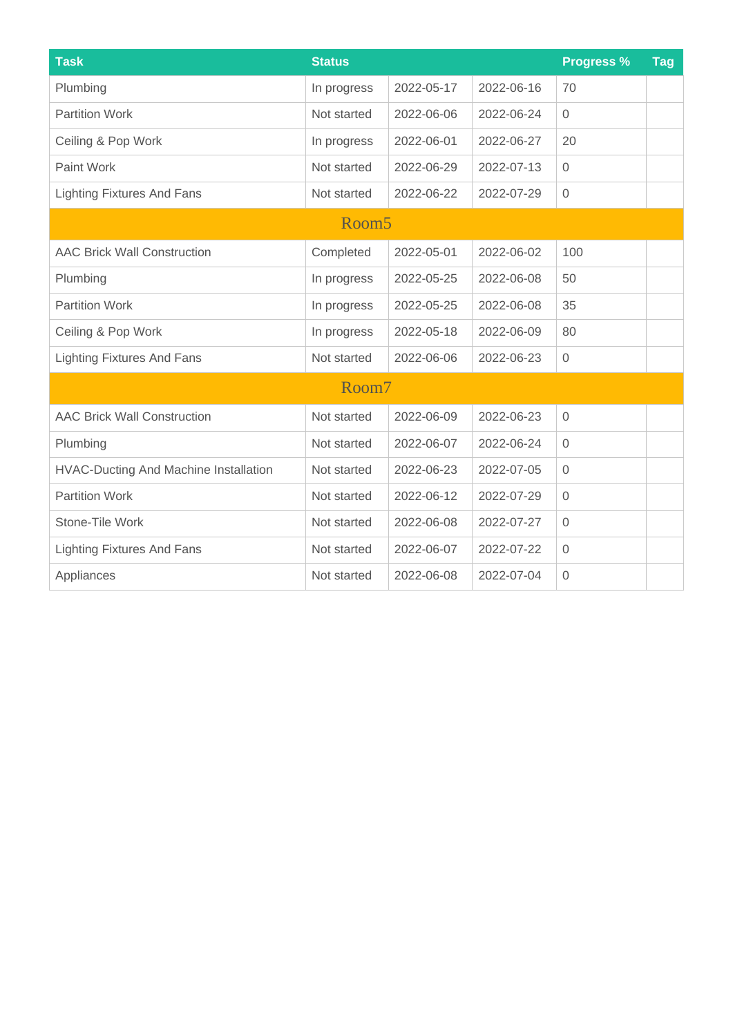| Task | Status | | | Progress % | Tag |
|---|---|---|---|---|---|
| Plumbing | In progress | 2022-05-17 | 2022-06-16 | 70 | |
| Partition Work | Not started | 2022-06-06 | 2022-06-24 | 0 | |
| Ceiling & Pop Work | In progress | 2022-06-01 | 2022-06-27 | 20 | |
| Paint Work | Not started | 2022-06-29 | 2022-07-13 | 0 | |
| Lighting Fixtures And Fans | Not started | 2022-06-22 | 2022-07-29 | 0 | |
| Room5 | | | | | |
| AAC Brick Wall Construction | Completed | 2022-05-01 | 2022-06-02 | 100 | |
| Plumbing | In progress | 2022-05-25 | 2022-06-08 | 50 | |
| Partition Work | In progress | 2022-05-25 | 2022-06-08 | 35 | |
| Ceiling & Pop Work | In progress | 2022-05-18 | 2022-06-09 | 80 | |
| Lighting Fixtures And Fans | Not started | 2022-06-06 | 2022-06-23 | 0 | |
| Room7 | | | | | |
| AAC Brick Wall Construction | Not started | 2022-06-09 | 2022-06-23 | 0 | |
| Plumbing | Not started | 2022-06-07 | 2022-06-24 | 0 | |
| HVAC-Ducting And Machine Installation | Not started | 2022-06-23 | 2022-07-05 | 0 | |
| Partition Work | Not started | 2022-06-12 | 2022-07-29 | 0 | |
| Stone-Tile Work | Not started | 2022-06-08 | 2022-07-27 | 0 | |
| Lighting Fixtures And Fans | Not started | 2022-06-07 | 2022-07-22 | 0 | |
| Appliances | Not started | 2022-06-08 | 2022-07-04 | 0 | |